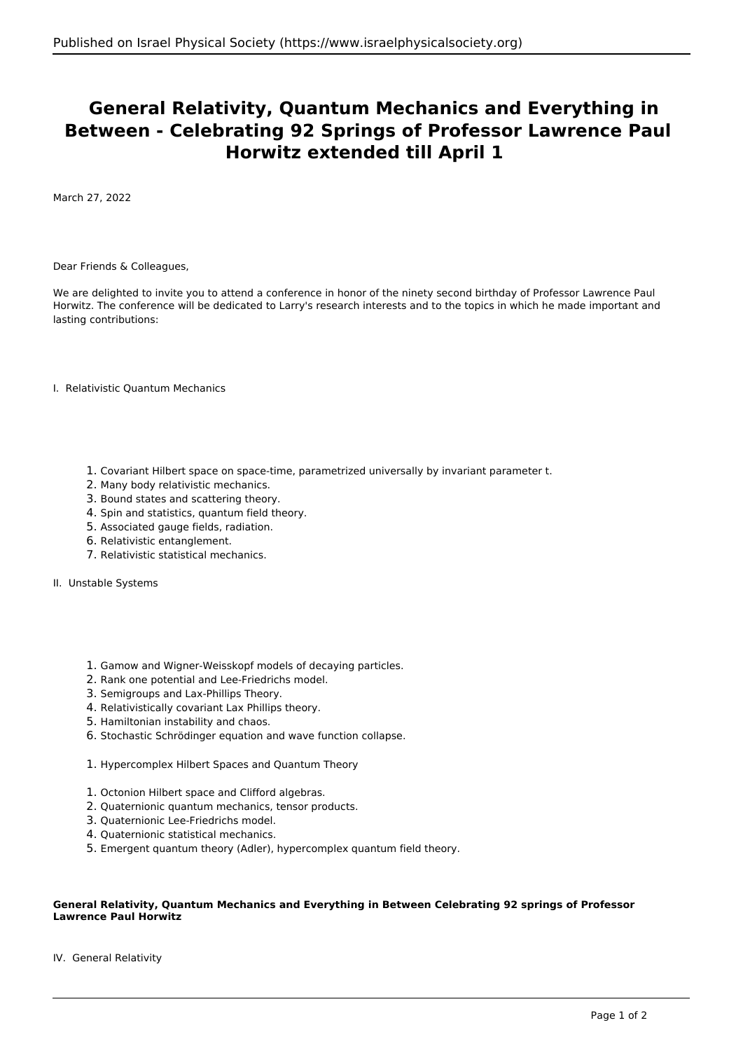# General Relativity, Quantum Mechanics and Everything in Between - Celebrating 92 Springs of Professor Lawrence Paul Horwitz extended till April 1

March 27, 2022

Dear Friends & Colleagues,

We are delighted to invite you to attend a conference in honor of the ninety second birthday of Professor Lawrence Paul Horwitz. The conference will be dedicated to Larry's research interests and to the topics in which he made important and lasting contributions:

I. Relativistic Quantum Mechanics

1. Covariant Hilbert space on space-time, parametrized universally by invariant parameter t.
2. Many body relativistic mechanics.
3. Bound states and scattering theory.
4. Spin and statistics, quantum field theory.
5. Associated gauge fields, radiation.
6. Relativistic entanglement.
7. Relativistic statistical mechanics.

II. Unstable Systems

1. Gamow and Wigner-Weisskopf models of decaying particles.
2. Rank one potential and Lee-Friedrichs model.
3. Semigroups and Lax-Phillips Theory.
4. Relativistically covariant Lax Phillips theory.
5. Hamiltonian instability and chaos.
6. Stochastic Schrödinger equation and wave function collapse.

1. Hypercomplex Hilbert Spaces and Quantum Theory

1. Octonion Hilbert space and Clifford algebras.
2. Quaternionic quantum mechanics, tensor products.
3. Quaternionic Lee-Friedrichs model.
4. Quaternionic statistical mechanics.
5. Emergent quantum theory (Adler), hypercomplex quantum field theory.

**General Relativity, Quantum Mechanics and Everything in Between Celebrating 92 springs of Professor Lawrence Paul Horwitz**

IV. General Relativity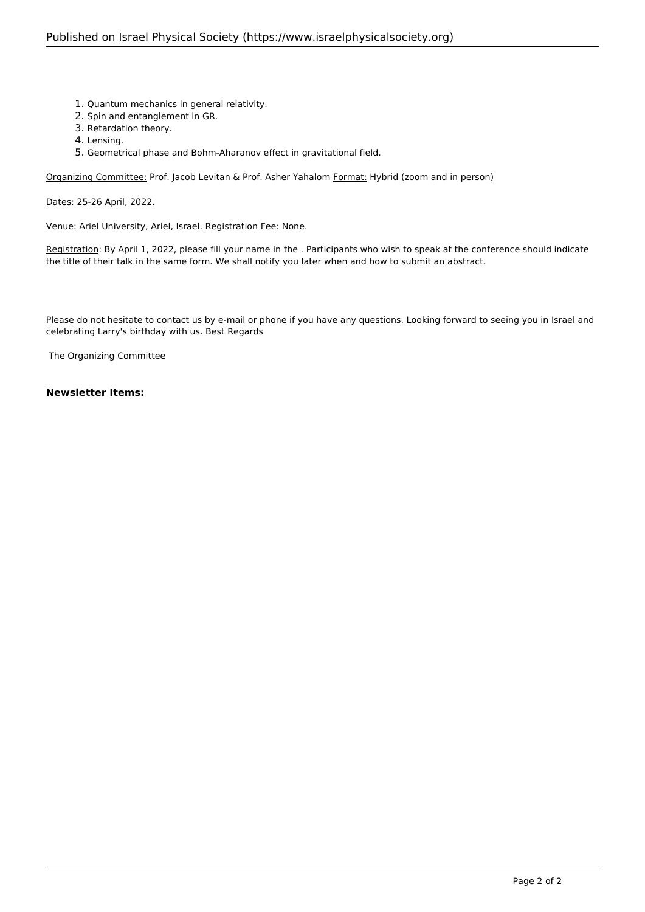1. Quantum mechanics in general relativity.
2. Spin and entanglement in GR.
3. Retardation theory.
4. Lensing.
5. Geometrical phase and Bohm-Aharanov effect in gravitational field.

Organizing Committee: Prof. Jacob Levitan & Prof. Asher Yahalom Format: Hybrid (zoom and in person)

Dates: 25-26 April, 2022.

Venue: Ariel University, Ariel, Israel. Registration Fee: None.

Registration: By April 1, 2022, please fill your name in the . Participants who wish to speak at the conference should indicate the title of their talk in the same form. We shall notify you later when and how to submit an abstract.

Please do not hesitate to contact us by e-mail or phone if you have any questions. Looking forward to seeing you in Israel and celebrating Larry's birthday with us. Best Regards

The Organizing Committee

**Newsletter Items:**